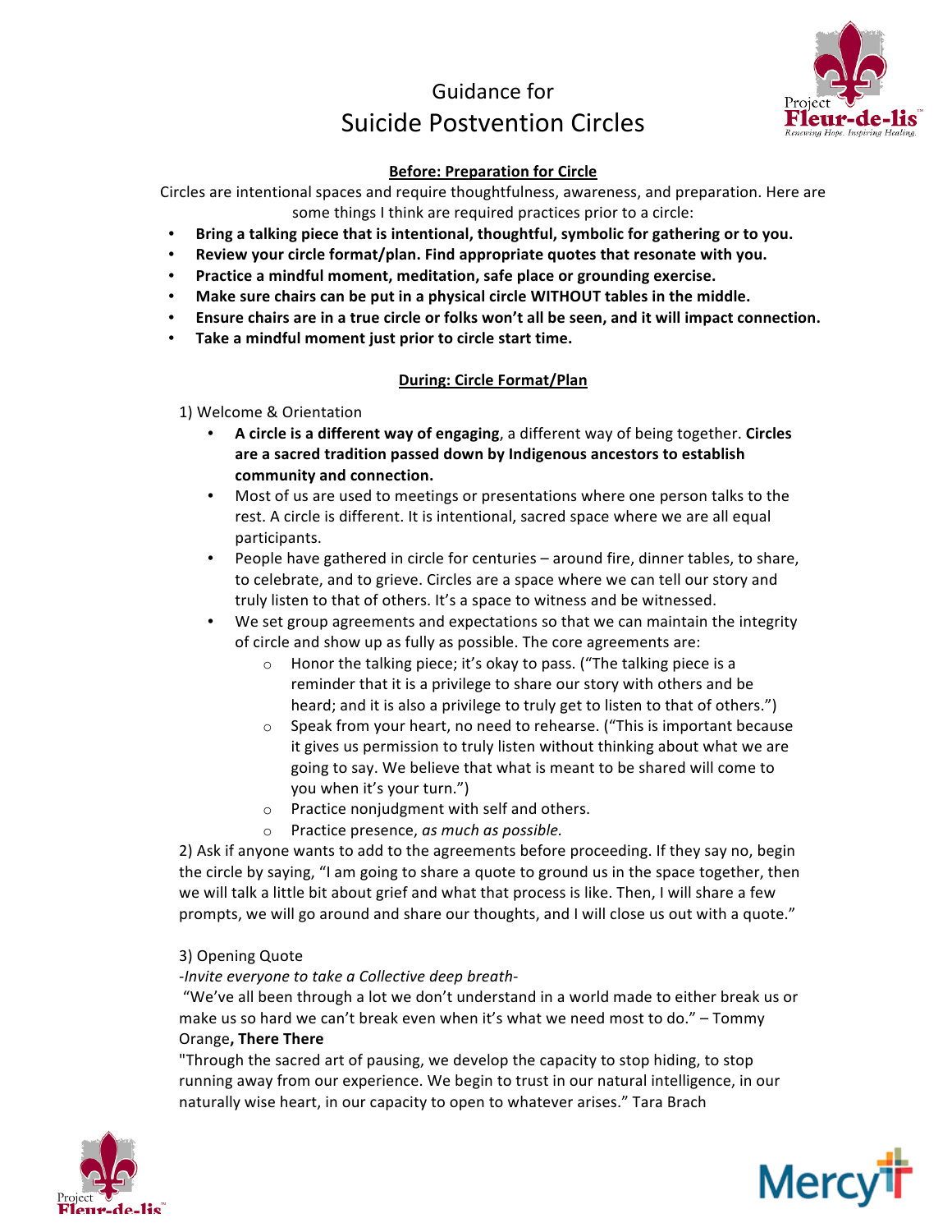# Guidance for Suicide Postvention Circles

## Before: Preparation for Circle

Circles are intentional spaces and require thoughtfulness, awareness, and preparation. Here are some things I think are required practices prior to a circle:

- **Bring a talking piece that is intentional, thoughtful, symbolic for gathering or to you.**
- **Review your circle format/plan. Find appropriate quotes that resonate with you.**
- **Practice a mindful moment, meditation, safe place or grounding exercise.**
- **Make sure chairs can be put in a physical circle WITHOUT tables in the middle.**
- **Ensure chairs are in a true circle or folks won't all be seen, and it will impact connection.**
- **Take a mindful moment just prior to circle start time.**

## During: Circle Format/Plan

1) Welcome & Orientation

- **A circle is a different way of engaging**, a different way of being together. **Circles are a sacred tradition passed down by Indigenous ancestors to establish community and connection.**
- Most of us are used to meetings or presentations where one person talks to the rest. A circle is different. It is intentional, sacred space where we are all equal participants.
- People have gathered in circle for centuries – around fire, dinner tables, to share, to celebrate, and to grieve. Circles are a space where we can tell our story and truly listen to that of others. It's a space to witness and be witnessed.
- We set group agreements and expectations so that we can maintain the integrity of circle and show up as fully as possible. The core agreements are:
  - Honor the talking piece; it's okay to pass. ("The talking piece is a reminder that it is a privilege to share our story with others and be heard; and it is also a privilege to truly get to listen to that of others.")
  - Speak from your heart, no need to rehearse. ("This is important because it gives us permission to truly listen without thinking about what we are going to say. We believe that what is meant to be shared will come to you when it's your turn.")
  - Practice nonjudgment with self and others.
  - Practice presence, *as much as possible.*

2) Ask if anyone wants to add to the agreements before proceeding. If they say no, begin the circle by saying, "I am going to share a quote to ground us in the space together, then we will talk a little bit about grief and what that process is like. Then, I will share a few prompts, we will go around and share our thoughts, and I will close us out with a quote."

3) Opening Quote

*-Invite everyone to take a Collective deep breath-*

"We've all been through a lot we don't understand in a world made to either break us or make us so hard we can't break even when it's what we need most to do." – Tommy Orange**, There There**

"Through the sacred art of pausing, we develop the capacity to stop hiding, to stop running away from our experience. We begin to trust in our natural intelligence, in our naturally wise heart, in our capacity to open to whatever arises." Tara Brach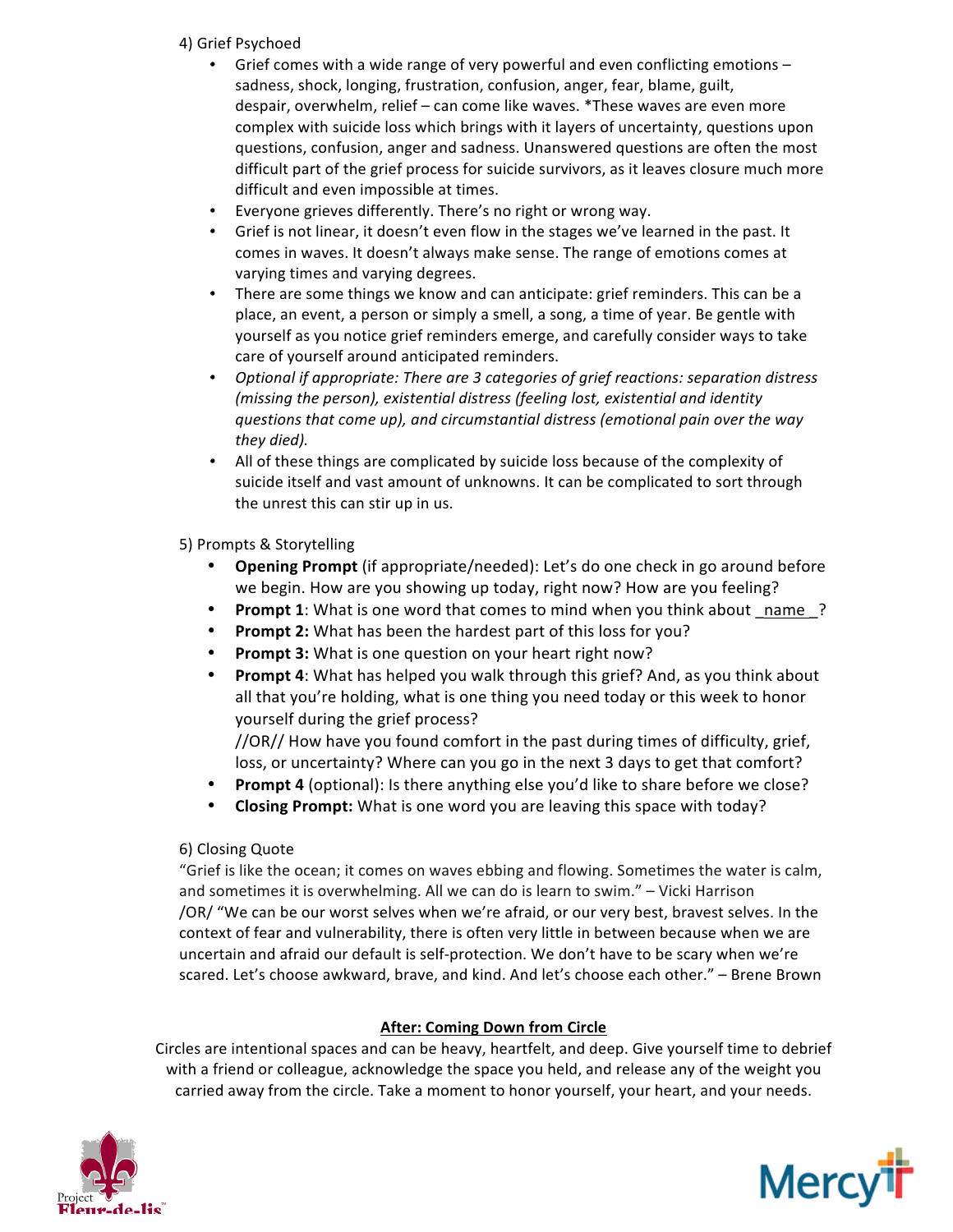4) Grief Psychoed

- Grief comes with a wide range of very powerful and even conflicting emotions – sadness, shock, longing, frustration, confusion, anger, fear, blame, guilt, despair, overwhelm, relief – can come like waves. *These waves are even more complex with suicide loss which brings with it layers of uncertainty, questions upon questions, confusion, anger and sadness. Unanswered questions are often the most difficult part of the grief process for suicide survivors, as it leaves closure much more difficult and even impossible at times.
- Everyone grieves differently. There's no right or wrong way.
- Grief is not linear, it doesn't even flow in the stages we've learned in the past. It comes in waves. It doesn't always make sense. The range of emotions comes at varying times and varying degrees.
- There are some things we know and can anticipate: grief reminders. This can be a place, an event, a person or simply a smell, a song, a time of year. Be gentle with yourself as you notice grief reminders emerge, and carefully consider ways to take care of yourself around anticipated reminders.
- *Optional if appropriate: There are 3 categories of grief reactions: separation distress (missing the person), existential distress (feeling lost, existential and identity questions that come up), and circumstantial distress (emotional pain over the way they died).*
- All of these things are complicated by suicide loss because of the complexity of suicide itself and vast amount of unknowns. It can be complicated to sort through the unrest this can stir up in us.

5) Prompts & Storytelling

- **Opening Prompt** (if appropriate/needed): Let's do one check in go around before we begin. How are you showing up today, right now? How are you feeling?
- **Prompt 1**: What is one word that comes to mind when you think about _name_?
- **Prompt 2:** What has been the hardest part of this loss for you?
- **Prompt 3:** What is one question on your heart right now?
- **Prompt 4**: What has helped you walk through this grief? And, as you think about all that you're holding, what is one thing you need today or this week to honor yourself during the grief process?
  //OR// How have you found comfort in the past during times of difficulty, grief, loss, or uncertainty? Where can you go in the next 3 days to get that comfort?
- **Prompt 4** (optional): Is there anything else you'd like to share before we close?
- **Closing Prompt:** What is one word you are leaving this space with today?

6) Closing Quote

"Grief is like the ocean; it comes on waves ebbing and flowing. Sometimes the water is calm, and sometimes it is overwhelming. All we can do is learn to swim." – Vicki Harrison
/OR/ "We can be our worst selves when we're afraid, or our very best, bravest selves. In the context of fear and vulnerability, there is often very little in between because when we are uncertain and afraid our default is self-protection. We don't have to be scary when we're scared. Let's choose awkward, brave, and kind. And let's choose each other." – Brene Brown

**After: Coming Down from Circle**

Circles are intentional spaces and can be heavy, heartfelt, and deep. Give yourself time to debrief with a friend or colleague, acknowledge the space you held, and release any of the weight you carried away from the circle. Take a moment to honor yourself, your heart, and your needs.

Project Fleur-de-lis™

Mercy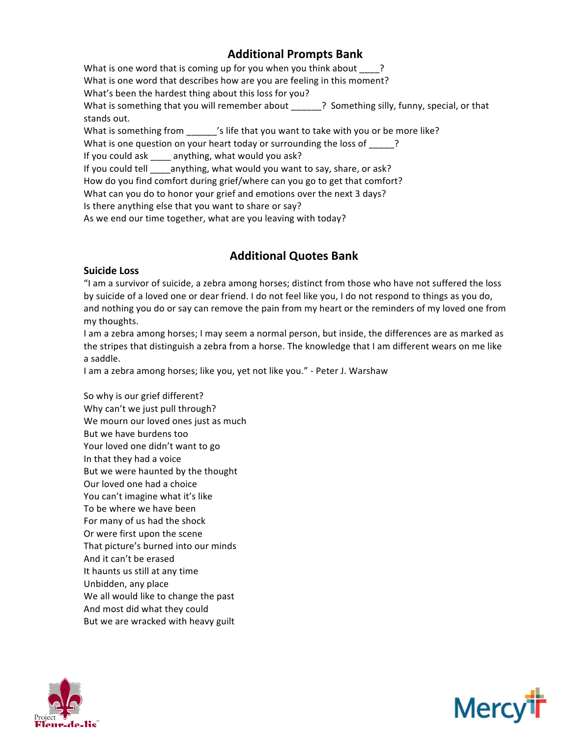## Additional Prompts Bank

What is one word that is coming up for you when you think about ____?
What is one word that describes how are you are feeling in this moment?
What's been the hardest thing about this loss for you?
What is something that you will remember about ______? Something silly, funny, special, or that stands out.
What is something from ______'s life that you want to take with you or be more like?
What is one question on your heart today or surrounding the loss of _____?
If you could ask ____ anything, what would you ask?
If you could tell ____anything, what would you want to say, share, or ask?
How do you find comfort during grief/where can you go to get that comfort?
What can you do to honor your grief and emotions over the next 3 days?
Is there anything else that you want to share or say?
As we end our time together, what are you leaving with today?

## Additional Quotes Bank

**Suicide Loss**

"I am a survivor of suicide, a zebra among horses; distinct from those who have not suffered the loss by suicide of a loved one or dear friend. I do not feel like you, I do not respond to things as you do, and nothing you do or say can remove the pain from my heart or the reminders of my loved one from my thoughts.
I am a zebra among horses; I may seem a normal person, but inside, the differences are as marked as the stripes that distinguish a zebra from a horse. The knowledge that I am different wears on me like a saddle.
I am a zebra among horses; like you, yet not like you." - Peter J. Warshaw

So why is our grief different?
Why can't we just pull through?
We mourn our loved ones just as much
But we have burdens too
Your loved one didn't want to go
In that they had a voice
But we were haunted by the thought
Our loved one had a choice
You can't imagine what it's like
To be where we have been
For many of us had the shock
Or were first upon the scene
That picture's burned into our minds
And it can't be erased
It haunts us still at any time
Unbidden, any place
We all would like to change the past
And most did what they could
But we are wracked with heavy guilt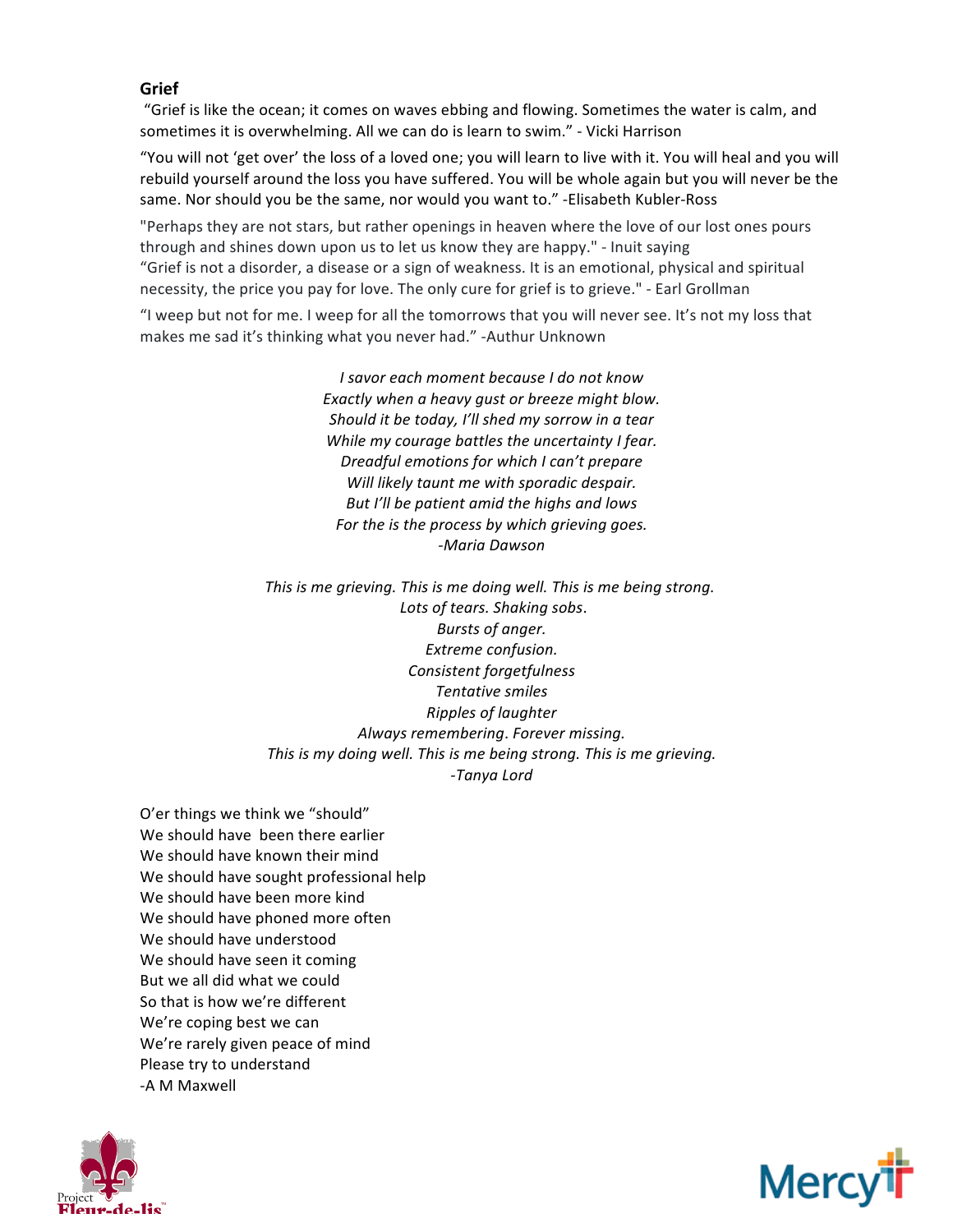**Grief**

"Grief is like the ocean; it comes on waves ebbing and flowing. Sometimes the water is calm, and sometimes it is overwhelming. All we can do is learn to swim." - Vicki Harrison

"You will not 'get over' the loss of a loved one; you will learn to live with it. You will heal and you will rebuild yourself around the loss you have suffered. You will be whole again but you will never be the same. Nor should you be the same, nor would you want to." -Elisabeth Kubler-Ross

"Perhaps they are not stars, but rather openings in heaven where the love of our lost ones pours through and shines down upon us to let us know they are happy." - Inuit saying

"Grief is not a disorder, a disease or a sign of weakness. It is an emotional, physical and spiritual necessity, the price you pay for love. The only cure for grief is to grieve." - Earl Grollman

"I weep but not for me. I weep for all the tomorrows that you will never see. It's not my loss that makes me sad it's thinking what you never had." -Authur Unknown

*I savor each moment because I do not know*
*Exactly when a heavy gust or breeze might blow.*
*Should it be today, I'll shed my sorrow in a tear*
*While my courage battles the uncertainty I fear.*
*Dreadful emotions for which I can't prepare*
*Will likely taunt me with sporadic despair.*
*But I'll be patient amid the highs and lows*
*For the is the process by which grieving goes.*
*-Maria Dawson*

*This is me grieving. This is me doing well. This is me being strong.*
*Lots of tears. Shaking sobs.*
*Bursts of anger.*
*Extreme confusion.*
*Consistent forgetfulness*
*Tentative smiles*
*Ripples of laughter*
*Always remembering. Forever missing.*
*This is my doing well. This is me being strong. This is me grieving.*
*-Tanya Lord*

O'er things we think we "should"
We should have been there earlier
We should have known their mind
We should have sought professional help
We should have been more kind
We should have phoned more often
We should have understood
We should have seen it coming
But we all did what we could
So that is how we're different
We're coping best we can
We're rarely given peace of mind
Please try to understand
-A M Maxwell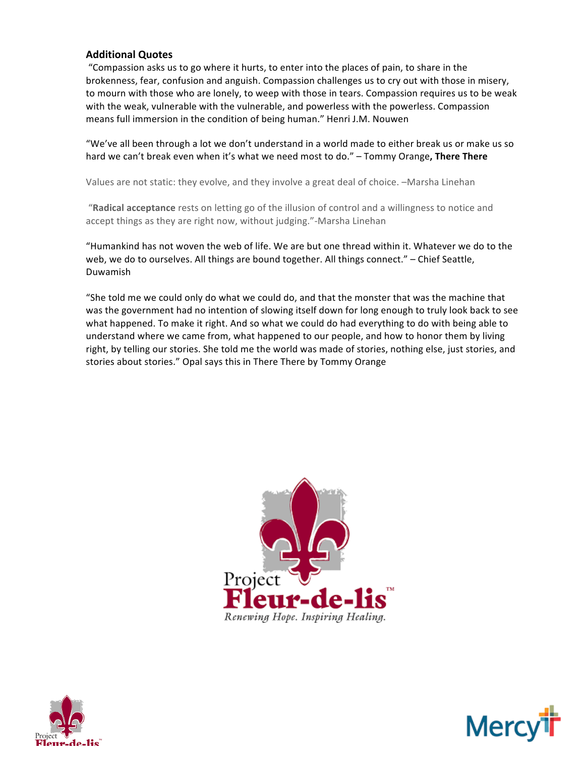### Additional Quotes

"Compassion asks us to go where it hurts, to enter into the places of pain, to share in the brokenness, fear, confusion and anguish. Compassion challenges us to cry out with those in misery, to mourn with those who are lonely, to weep with those in tears. Compassion requires us to be weak with the weak, vulnerable with the vulnerable, and powerless with the powerless. Compassion means full immersion in the condition of being human." Henri J.M. Nouwen

"We've all been through a lot we don't understand in a world made to either break us or make us so hard we can't break even when it's what we need most to do." – Tommy Orange**, There There**

Values are not static: they evolve, and they involve a great deal of choice. –Marsha Linehan

"**Radical acceptance** rests on letting go of the illusion of control and a willingness to notice and accept things as they are right now, without judging."-Marsha Linehan

"Humankind has not woven the web of life. We are but one thread within it. Whatever we do to the web, we do to ourselves. All things are bound together. All things connect." – Chief Seattle, Duwamish

"She told me we could only do what we could do, and that the monster that was the machine that was the government had no intention of slowing itself down for long enough to truly look back to see what happened. To make it right. And so what we could do had everything to do with being able to understand where we came from, what happened to our people, and how to honor them by living right, by telling our stories. She told me the world was made of stories, nothing else, just stories, and stories about stories." Opal says this in There There by Tommy Orange

Project Fleur-de-lis™

*Renewing Hope. Inspiring Healing.*